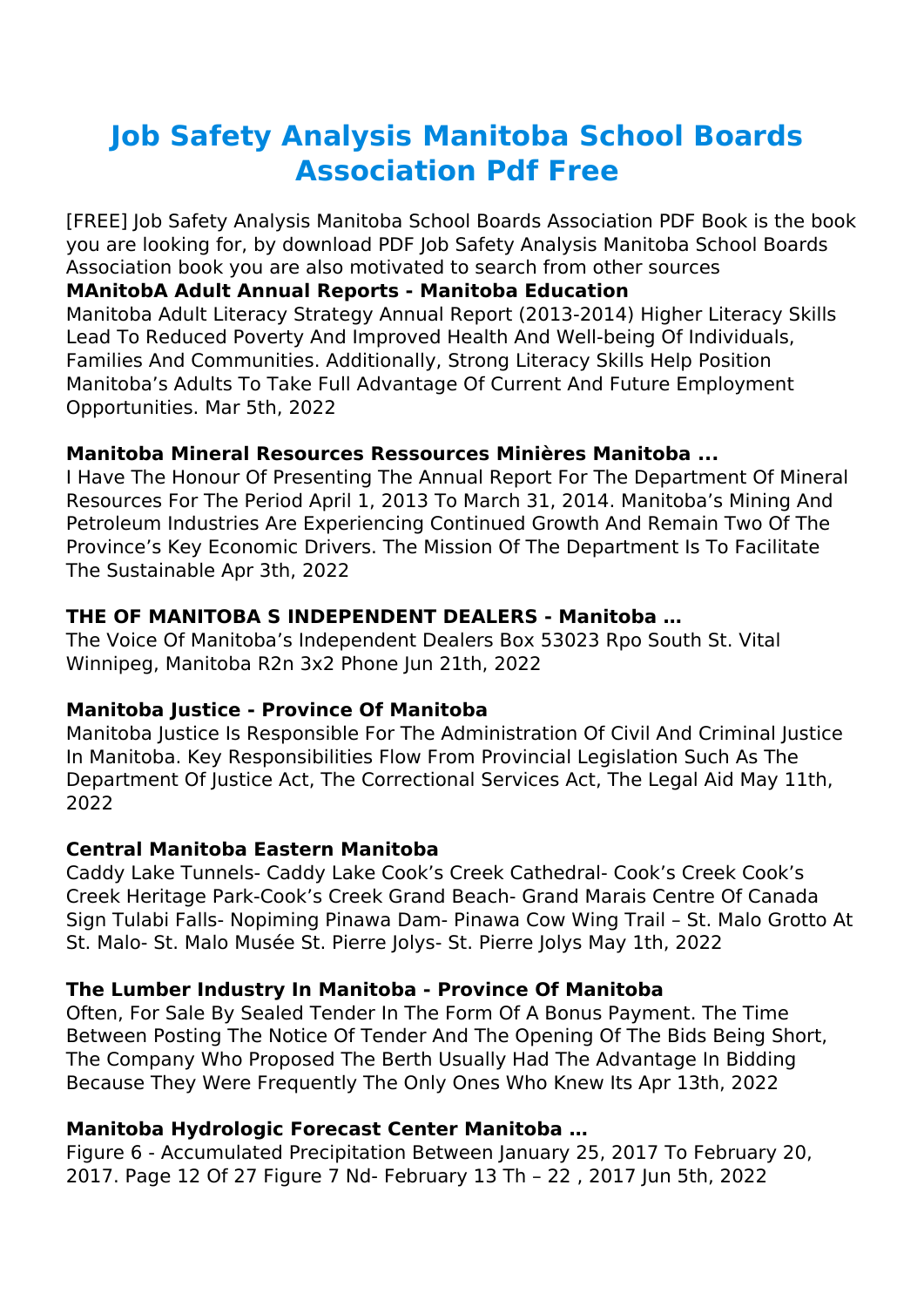# Job Safety Analysis Manitoba School Boards Association Pdf Free

[FREE] Job Safety Analysis Manitoba School Boards Association PDF Book is the book you are looking for, by download PDF Job Safety Analysis Manitoba School Boards Association book you are also motivated to search from other sources

**MAnitobA Adult Annual Reports - Manitoba Education**

Manitoba Adult Literacy Strategy Annual Report (2013-2014) Higher Literacy Skills Lead To Reduced Poverty And Improved Health And Well-being Of Individuals, Families And Communities. Additionally, Strong Literacy Skills Help Position Manitoba's Adults To Take Full Advantage Of Current And Future Employment Opportunities. Mar 5th, 2022

**Manitoba Mineral Resources Ressources Minières Manitoba ...**

I Have The Honour Of Presenting The Annual Report For The Department Of Mineral Resources For The Period April 1, 2013 To March 31, 2014. Manitoba's Mining And Petroleum Industries Are Experiencing Continued Growth And Remain Two Of The Province's Key Economic Drivers. The Mission Of The Department Is To Facilitate The Sustainable Apr 3th, 2022

**THE OF MANITOBA S INDEPENDENT DEALERS - Manitoba …**

The Voice Of Manitoba's Independent Dealers Box 53023 Rpo South St. Vital Winnipeg, Manitoba R2n 3x2 Phone Jun 21th, 2022

**Manitoba Justice - Province Of Manitoba**

Manitoba Justice Is Responsible For The Administration Of Civil And Criminal Justice In Manitoba. Key Responsibilities Flow From Provincial Legislation Such As The Department Of Justice Act, The Correctional Services Act, The Legal Aid May 11th, 2022

**Central Manitoba Eastern Manitoba**

Caddy Lake Tunnels- Caddy Lake Cook's Creek Cathedral- Cook's Creek Cook's Creek Heritage Park-Cook's Creek Grand Beach- Grand Marais Centre Of Canada Sign Tulabi Falls- Nopiming Pinawa Dam- Pinawa Cow Wing Trail – St. Malo Grotto At St. Malo- St. Malo Musée St. Pierre Jolys- St. Pierre Jolys May 1th, 2022

**The Lumber Industry In Manitoba - Province Of Manitoba**

Often, For Sale By Sealed Tender In The Form Of A Bonus Payment. The Time Between Posting The Notice Of Tender And The Opening Of The Bids Being Short, The Company Who Proposed The Berth Usually Had The Advantage In Bidding Because They Were Frequently The Only Ones Who Knew Its Apr 13th, 2022

**Manitoba Hydrologic Forecast Center Manitoba …**

Figure 6 - Accumulated Precipitation Between January 25, 2017 To February 20, 2017. Page 12 Of 27 Figure 7 Nd- February 13 Th – 22 , 2017 Jun 5th, 2022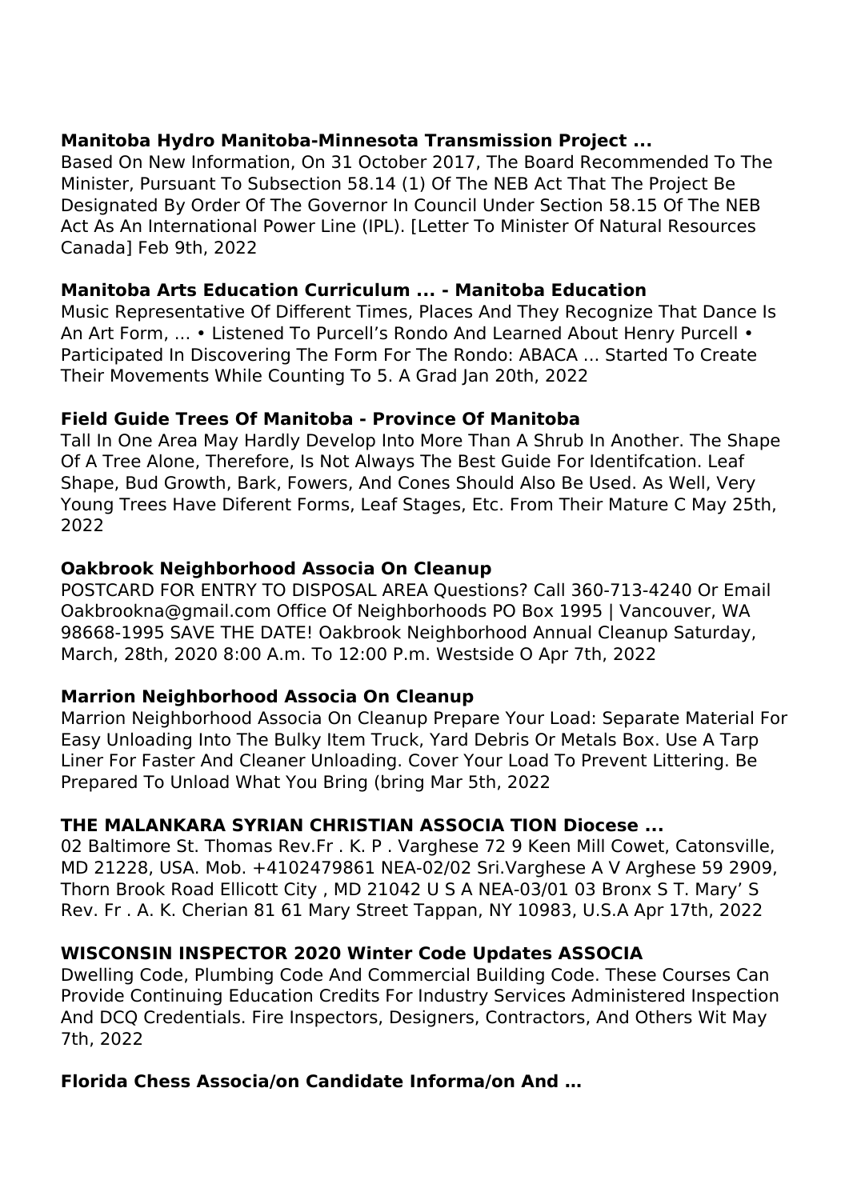**Manitoba Hydro Manitoba-Minnesota Transmission Project ...**

Based On New Information, On 31 October 2017, The Board Recommended To The Minister, Pursuant To Subsection 58.14 (1) Of The NEB Act That The Project Be Designated By Order Of The Governor In Council Under Section 58.15 Of The NEB Act As An International Power Line (IPL). [Letter To Minister Of Natural Resources Canada] Feb 9th, 2022

**Manitoba Arts Education Curriculum ... - Manitoba Education**

Music Representative Of Different Times, Places And They Recognize That Dance Is An Art Form, ... • Listened To Purcell's Rondo And Learned About Henry Purcell • Participated In Discovering The Form For The Rondo: ABACA ... Started To Create Their Movements While Counting To 5. A Grad Jan 20th, 2022

**Field Guide Trees Of Manitoba - Province Of Manitoba**

Tall In One Area May Hardly Develop Into More Than A Shrub In Another. The Shape Of A Tree Alone, Therefore, Is Not Always The Best Guide For Identifcation. Leaf Shape, Bud Growth, Bark, Fowers, And Cones Should Also Be Used. As Well, Very Young Trees Have Diferent Forms, Leaf Stages, Etc. From Their Mature C May 25th, 2022

**Oakbrook Neighborhood Associa On Cleanup**

POSTCARD FOR ENTRY TO DISPOSAL AREA Questions? Call 360-713-4240 Or Email Oakbrookna@gmail.com Office Of Neighborhoods PO Box 1995 | Vancouver, WA 98668-1995 SAVE THE DATE! Oakbrook Neighborhood Annual Cleanup Saturday, March, 28th, 2020 8:00 A.m. To 12:00 P.m. Westside O Apr 7th, 2022

**Marrion Neighborhood Associa On Cleanup**

Marrion Neighborhood Associa On Cleanup Prepare Your Load: Separate Material For Easy Unloading Into The Bulky Item Truck, Yard Debris Or Metals Box. Use A Tarp Liner For Faster And Cleaner Unloading. Cover Your Load To Prevent Littering. Be Prepared To Unload What You Bring (bring Mar 5th, 2022

**THE MALANKARA SYRIAN CHRISTIAN ASSOCIA TION Diocese ...**

02 Baltimore St. Thomas Rev.Fr . K. P . Varghese 72 9 Keen Mill Cowet, Catonsville, MD 21228, USA. Mob. +4102479861 NEA-02/02 Sri.Varghese A V Arghese 59 2909, Thorn Brook Road Ellicott City , MD 21042 U S A NEA-03/01 03 Bronx S T. Mary' S Rev. Fr . A. K. Cherian 81 61 Mary Street Tappan, NY 10983, U.S.A Apr 17th, 2022

**WISCONSIN INSPECTOR 2020 Winter Code Updates ASSOCIA**

Dwelling Code, Plumbing Code And Commercial Building Code. These Courses Can Provide Continuing Education Credits For Industry Services Administered Inspection And DCQ Credentials. Fire Inspectors, Designers, Contractors, And Others Wit May 7th, 2022

**Florida Chess Associa/on Candidate Informa/on And …**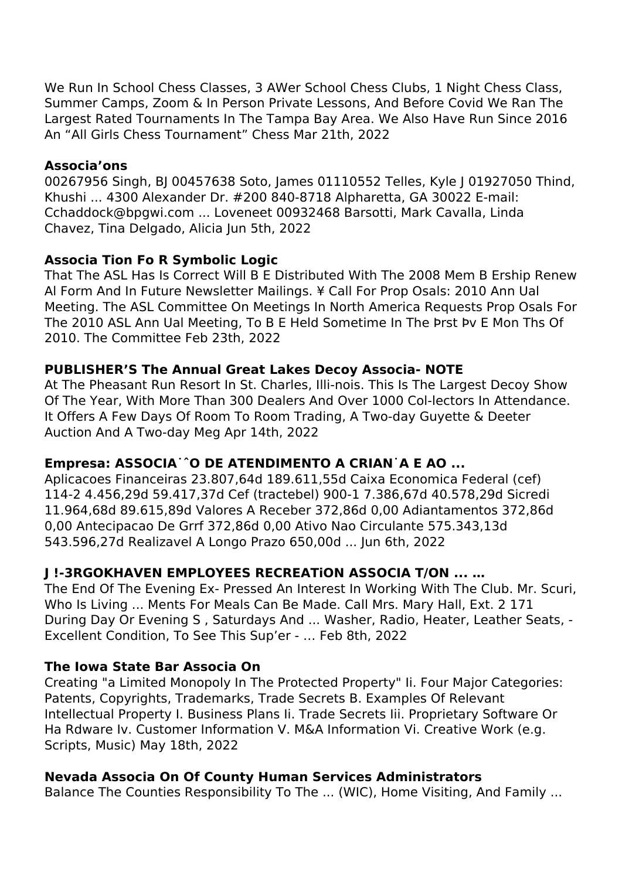We Run In School Chess Classes, 3 AWer School Chess Clubs, 1 Night Chess Class, Summer Camps, Zoom & In Person Private Lessons, And Before Covid We Ran The Largest Rated Tournaments In The Tampa Bay Area. We Also Have Run Since 2016 An "All Girls Chess Tournament" Chess Mar 21th, 2022

**Associa'ons**

00267956 Singh, BJ 00457638 Soto, James 01110552 Telles, Kyle J 01927050 Thind, Khushi ... 4300 Alexander Dr. #200 840-8718 Alpharetta, GA 30022 E-mail: Cchaddock@bpgwi.com ... Loveneet 00932468 Barsotti, Mark Cavalla, Linda Chavez, Tina Delgado, Alicia Jun 5th, 2022

**Associa Tion Fo R Symbolic Logic**

That The ASL Has Is Correct Will B E Distributed With The 2008 Mem B Ership Renew Al Form And In Future Newsletter Mailings. ¥ Call For Prop Osals: 2010 Ann Ual Meeting. The ASL Committee On Meetings In North America Requests Prop Osals For The 2010 ASL Ann Ual Meeting, To B E Held Sometime In The Þrst Þv E Mon Ths Of 2010. The Committee Feb 23th, 2022

**PUBLISHER'S The Annual Great Lakes Decoy Associa- NOTE**

At The Pheasant Run Resort In St. Charles, Illi-nois. This Is The Largest Decoy Show Of The Year, With More Than 300 Dealers And Over 1000 Col-lectors In Attendance. It Offers A Few Days Of Room To Room Trading, A Two-day Guyette & Deeter Auction And A Two-day Meg Apr 14th, 2022

**Empresa: ASSOCIA˙ˆO DE ATENDIMENTO A CRIAN˙A E AO ...**

Aplicacoes Financeiras 23.807,64d 189.611,55d Caixa Economica Federal (cef) 114-2 4.456,29d 59.417,37d Cef (tractebel) 900-1 7.386,67d 40.578,29d Sicredi 11.964,68d 89.615,89d Valores A Receber 372,86d 0,00 Adiantamentos 372,86d 0,00 Antecipacao De Grrf 372,86d 0,00 Ativo Nao Circulante 575.343,13d 543.596,27d Realizavel A Longo Prazo 650,00d ... Jun 6th, 2022

**J !-3RGOKHAVEN EMPLOYEES RECREATiON ASSOCIA T/ON ... …**

The End Of The Evening Ex- Pressed An Interest In Working With The Club. Mr. Scuri, Who Is Living ... Ments For Meals Can Be Made. Call Mrs. Mary Hall, Ext. 2 171 During Day Or Evening S , Saturdays And ... Washer, Radio, Heater, Leather Seats, - Excellent Condition, To See This Sup'er - … Feb 8th, 2022

**The Iowa State Bar Associa On**

Creating "a Limited Monopoly In The Protected Property" Ii. Four Major Categories: Patents, Copyrights, Trademarks, Trade Secrets B. Examples Of Relevant Intellectual Property I. Business Plans Ii. Trade Secrets Iii. Proprietary Software Or Ha Rdware Iv. Customer Information V. M&A Information Vi. Creative Work (e.g. Scripts, Music) May 18th, 2022

**Nevada Associa On Of County Human Services Administrators**

Balance The Counties Responsibility To The ... (WIC), Home Visiting, And Family ...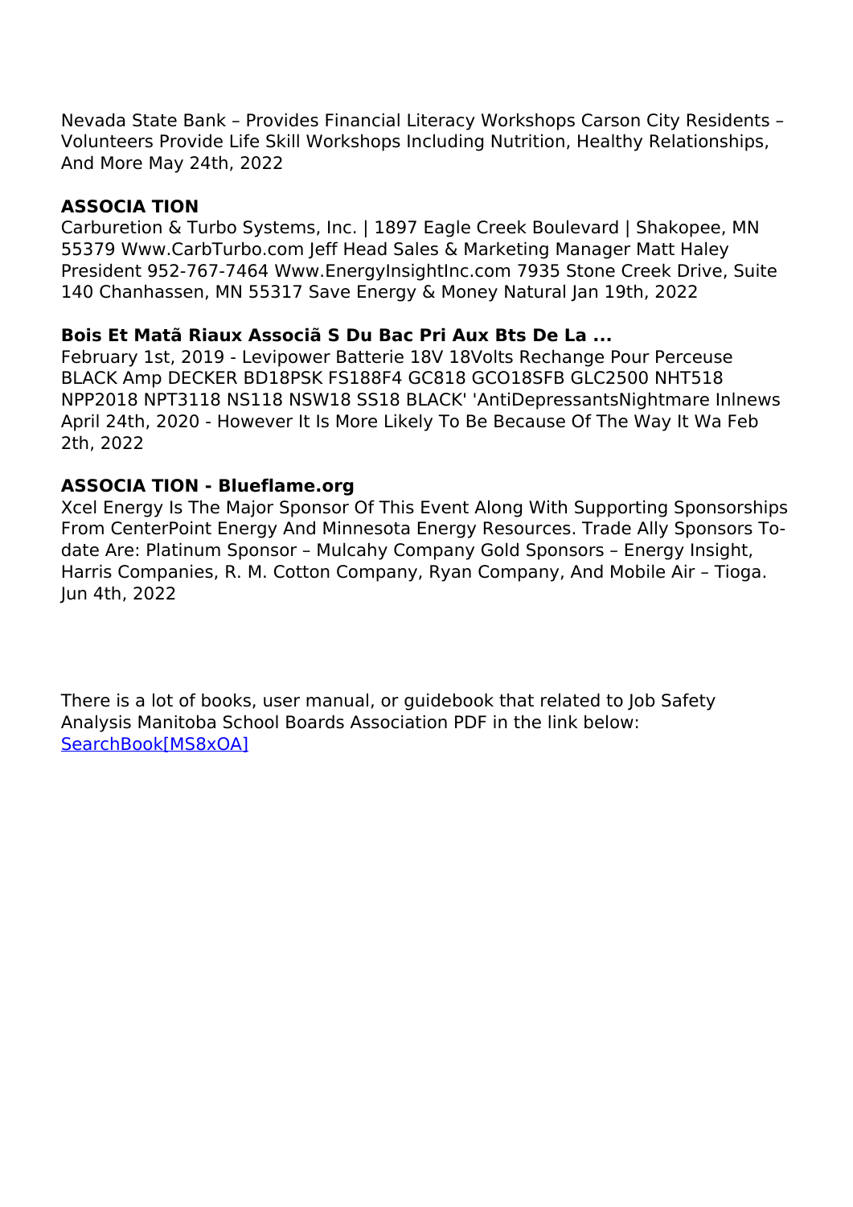Nevada State Bank – Provides Financial Literacy Workshops Carson City Residents – Volunteers Provide Life Skill Workshops Including Nutrition, Healthy Relationships, And More May 24th, 2022

**ASSOCIA TION**

Carburetion & Turbo Systems, Inc. | 1897 Eagle Creek Boulevard | Shakopee, MN 55379 Www.CarbTurbo.com Jeff Head Sales & Marketing Manager Matt Haley President 952-767-7464 Www.EnergyInsightInc.com 7935 Stone Creek Drive, Suite 140 Chanhassen, MN 55317 Save Energy & Money Natural Jan 19th, 2022

**Bois Et Matã Riaux Associã S Du Bac Pri Aux Bts De La ...**

February 1st, 2019 - Levipower Batterie 18V 18Volts Rechange Pour Perceuse BLACK Amp DECKER BD18PSK FS188F4 GC818 GCO18SFB GLC2500 NHT518 NPP2018 NPT3118 NS118 NSW18 SS18 BLACK' 'AntiDepressantsNightmare Inlnews April 24th, 2020 - However It Is More Likely To Be Because Of The Way It Wa Feb 2th, 2022

**ASSOCIA TION - Blueflame.org**

Xcel Energy Is The Major Sponsor Of This Event Along With Supporting Sponsorships From CenterPoint Energy And Minnesota Energy Resources. Trade Ally Sponsors To-date Are: Platinum Sponsor – Mulcahy Company Gold Sponsors – Energy Insight, Harris Companies, R. M. Cotton Company, Ryan Company, And Mobile Air – Tioga. Jun 4th, 2022

There is a lot of books, user manual, or guidebook that related to Job Safety Analysis Manitoba School Boards Association PDF in the link below:
SearchBook[MS8xOA]